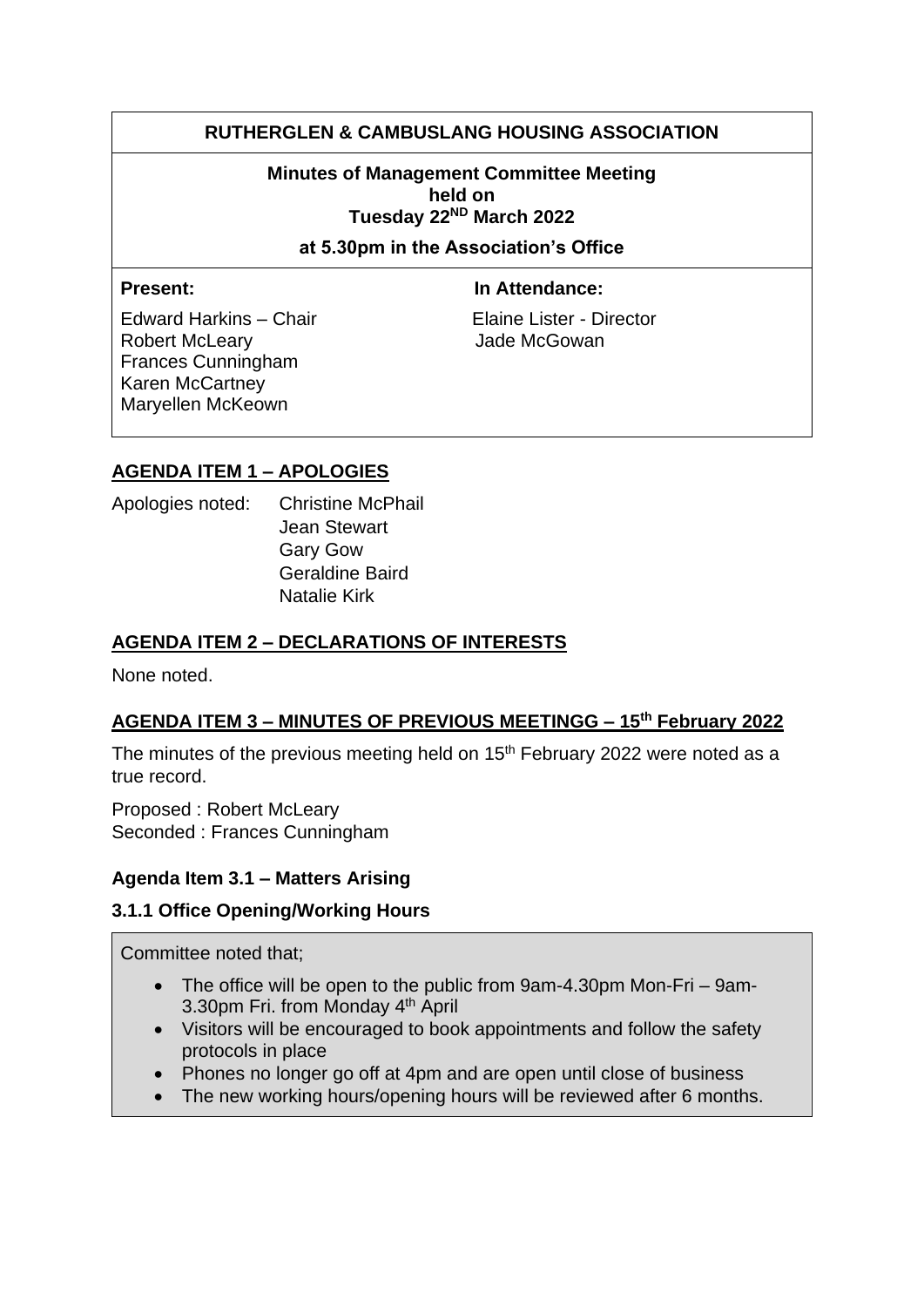# RUTHERGLEN & CAMBUSLANG HOUSING ASSOCIATION

**Minutes of Management Committee Meeting held on Tuesday 22ND March 2022**

**at 5.30pm in the Association's Office**

| **Present:** | **In Attendance:** |
| --- | --- |
| Edward Harkins – Chair | Elaine Lister - Director |
| Robert McLeary | Jade McGowan |
| Frances Cunningham | |
| Karen McCartney | |
| Maryellen McKeown | |

## AGENDA ITEM 1 – APOLOGIES

Apologies noted: Christine McPhail
Jean Stewart
Gary Gow
Geraldine Baird
Natalie Kirk

## AGENDA ITEM 2 – DECLARATIONS OF INTERESTS

None noted.

## AGENDA ITEM 3 – MINUTES OF PREVIOUS MEETINGG – 15th February 2022

The minutes of the previous meeting held on 15th February 2022 were noted as a true record.

Proposed : Robert McLeary
Seconded : Frances Cunningham

### Agenda Item 3.1 – Matters Arising

### 3.1.1 Office Opening/Working Hours

Committee noted that;

- The office will be open to the public from 9am-4.30pm Mon-Fri – 9am-3.30pm Fri. from Monday 4th April
- Visitors will be encouraged to book appointments and follow the safety protocols in place
- Phones no longer go off at 4pm and are open until close of business
- The new working hours/opening hours will be reviewed after 6 months.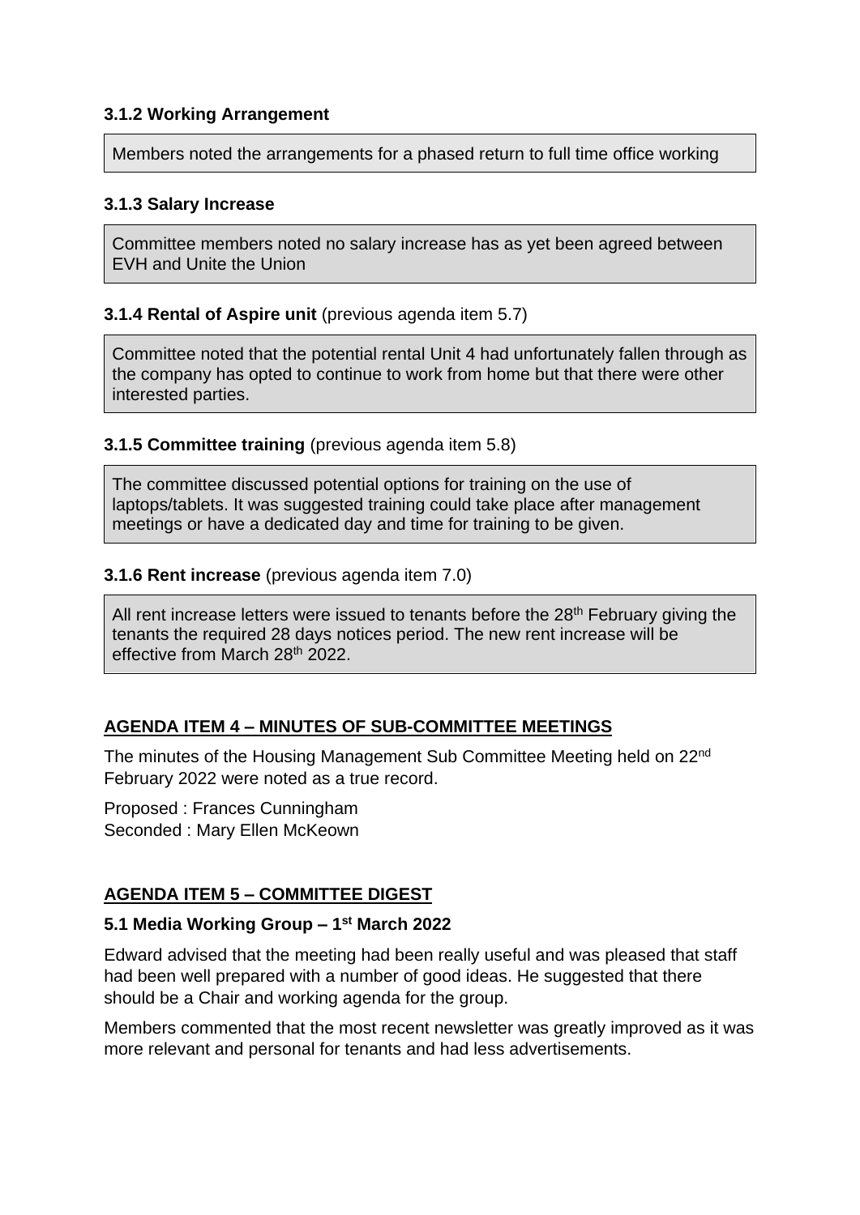#### 3.1.2 Working Arrangement

Members noted the arrangements for a phased return to full time office working

#### 3.1.3 Salary Increase

Committee members noted no salary increase has as yet been agreed between EVH and Unite the Union

#### 3.1.4 Rental of Aspire unit (previous agenda item 5.7)

Committee noted that the potential rental Unit 4 had unfortunately fallen through as the company has opted to continue to work from home but that there were other interested parties.

#### 3.1.5 Committee training (previous agenda item 5.8)

The committee discussed potential options for training on the use of laptops/tablets. It was suggested training could take place after management meetings or have a dedicated day and time for training to be given.

#### 3.1.6 Rent increase (previous agenda item 7.0)

All rent increase letters were issued to tenants before the 28th February giving the tenants the required 28 days notices period. The new rent increase will be effective from March 28th 2022.

## AGENDA ITEM 4 – MINUTES OF SUB-COMMITTEE MEETINGS

The minutes of the Housing Management Sub Committee Meeting held on 22nd February 2022 were noted as a true record.

Proposed : Frances Cunningham
Seconded : Mary Ellen McKeown

## AGENDA ITEM 5 – COMMITTEE DIGEST

### 5.1 Media Working Group – 1st March 2022

Edward advised that the meeting had been really useful and was pleased that staff had been well prepared with a number of good ideas. He suggested that there should be a Chair and working agenda for the group.

Members commented that the most recent newsletter was greatly improved as it was more relevant and personal for tenants and had less advertisements.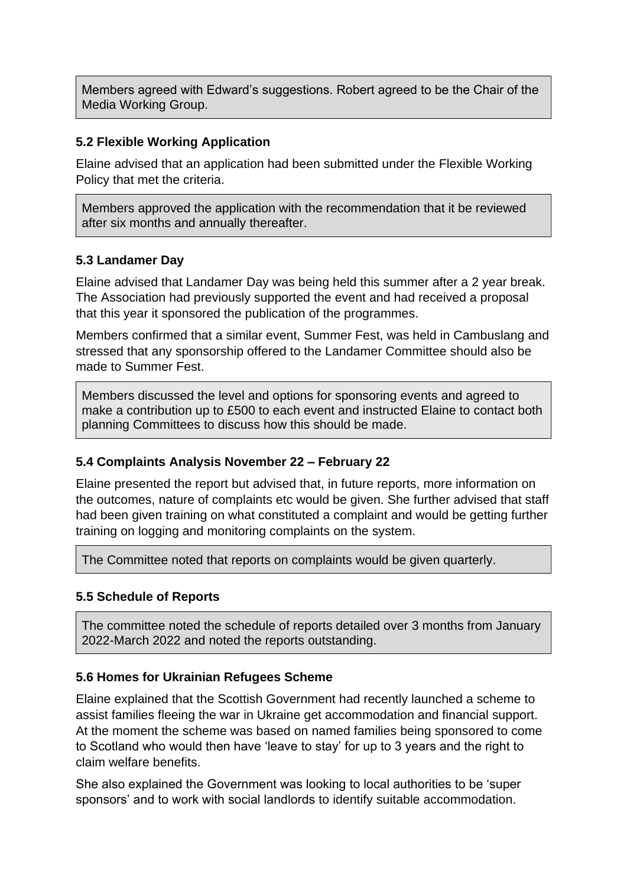Members agreed with Edward’s suggestions. Robert agreed to be the Chair of the Media Working Group.

### 5.2 Flexible Working Application

Elaine advised that an application had been submitted under the Flexible Working Policy that met the criteria.

Members approved the application with the recommendation that it be reviewed after six months and annually thereafter.

### 5.3 Landamer Day

Elaine advised that Landamer Day was being held this summer after a 2 year break. The Association had previously supported the event and had received a proposal that this year it sponsored the publication of the programmes.

Members confirmed that a similar event, Summer Fest, was held in Cambuslang and stressed that any sponsorship offered to the Landamer Committee should also be made to Summer Fest.

Members discussed the level and options for sponsoring events and agreed to make a contribution up to £500 to each event and instructed Elaine to contact both planning Committees to discuss how this should be made.

### 5.4 Complaints Analysis November 22 – February 22

Elaine presented the report but advised that, in future reports, more information on the outcomes, nature of complaints etc would be given. She further advised that staff had been given training on what constituted a complaint and would be getting further training on logging and monitoring complaints on the system.

The Committee noted that reports on complaints would be given quarterly.

### 5.5 Schedule of Reports

The committee noted the schedule of reports detailed over 3 months from January 2022-March 2022 and noted the reports outstanding.

### 5.6 Homes for Ukrainian Refugees Scheme

Elaine explained that the Scottish Government had recently launched a scheme to assist families fleeing the war in Ukraine get accommodation and financial support. At the moment the scheme was based on named families being sponsored to come to Scotland who would then have ‘leave to stay’ for up to 3 years and the right to claim welfare benefits.

She also explained the Government was looking to local authorities to be ‘super sponsors’ and to work with social landlords to identify suitable accommodation.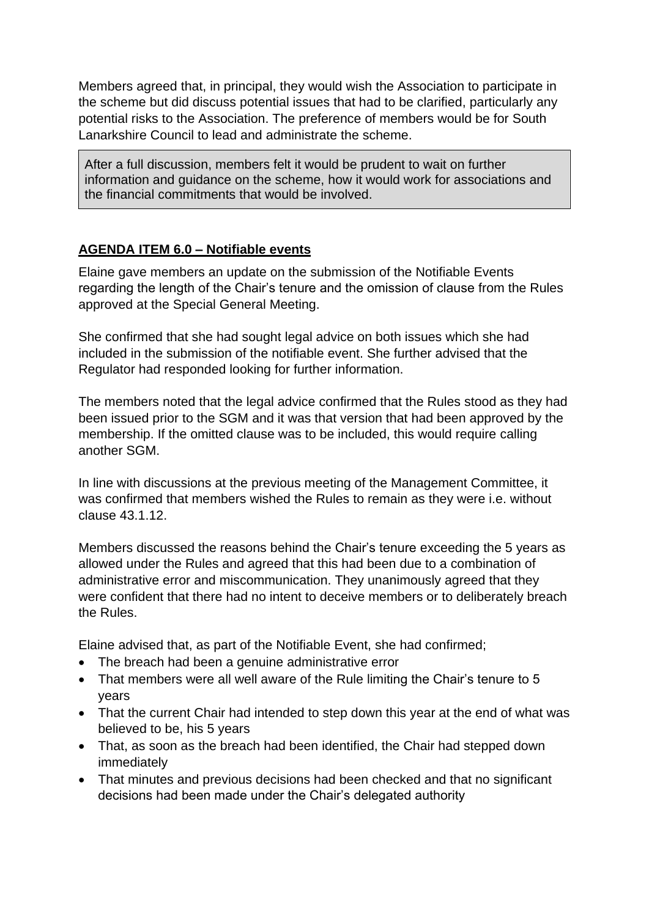Members agreed that, in principal, they would wish the Association to participate in the scheme but did discuss potential issues that had to be clarified, particularly any potential risks to the Association. The preference of members would be for South Lanarkshire Council to lead and administrate the scheme.

> After a full discussion, members felt it would be prudent to wait on further information and guidance on the scheme, how it would work for associations and the financial commitments that would be involved.

**AGENDA ITEM 6.0 – Notifiable events**

Elaine gave members an update on the submission of the Notifiable Events regarding the length of the Chair's tenure and the omission of clause from the Rules approved at the Special General Meeting.

She confirmed that she had sought legal advice on both issues which she had included in the submission of the notifiable event. She further advised that the Regulator had responded looking for further information.

The members noted that the legal advice confirmed that the Rules stood as they had been issued prior to the SGM and it was that version that had been approved by the membership. If the omitted clause was to be included, this would require calling another SGM.

In line with discussions at the previous meeting of the Management Committee, it was confirmed that members wished the Rules to remain as they were i.e. without clause 43.1.12.

Members discussed the reasons behind the Chair's tenure exceeding the 5 years as allowed under the Rules and agreed that this had been due to a combination of administrative error and miscommunication. They unanimously agreed that they were confident that there had no intent to deceive members or to deliberately breach the Rules.

Elaine advised that, as part of the Notifiable Event, she had confirmed;

- The breach had been a genuine administrative error
- That members were all well aware of the Rule limiting the Chair's tenure to 5 years
- That the current Chair had intended to step down this year at the end of what was believed to be, his 5 years
- That, as soon as the breach had been identified, the Chair had stepped down immediately
- That minutes and previous decisions had been checked and that no significant decisions had been made under the Chair's delegated authority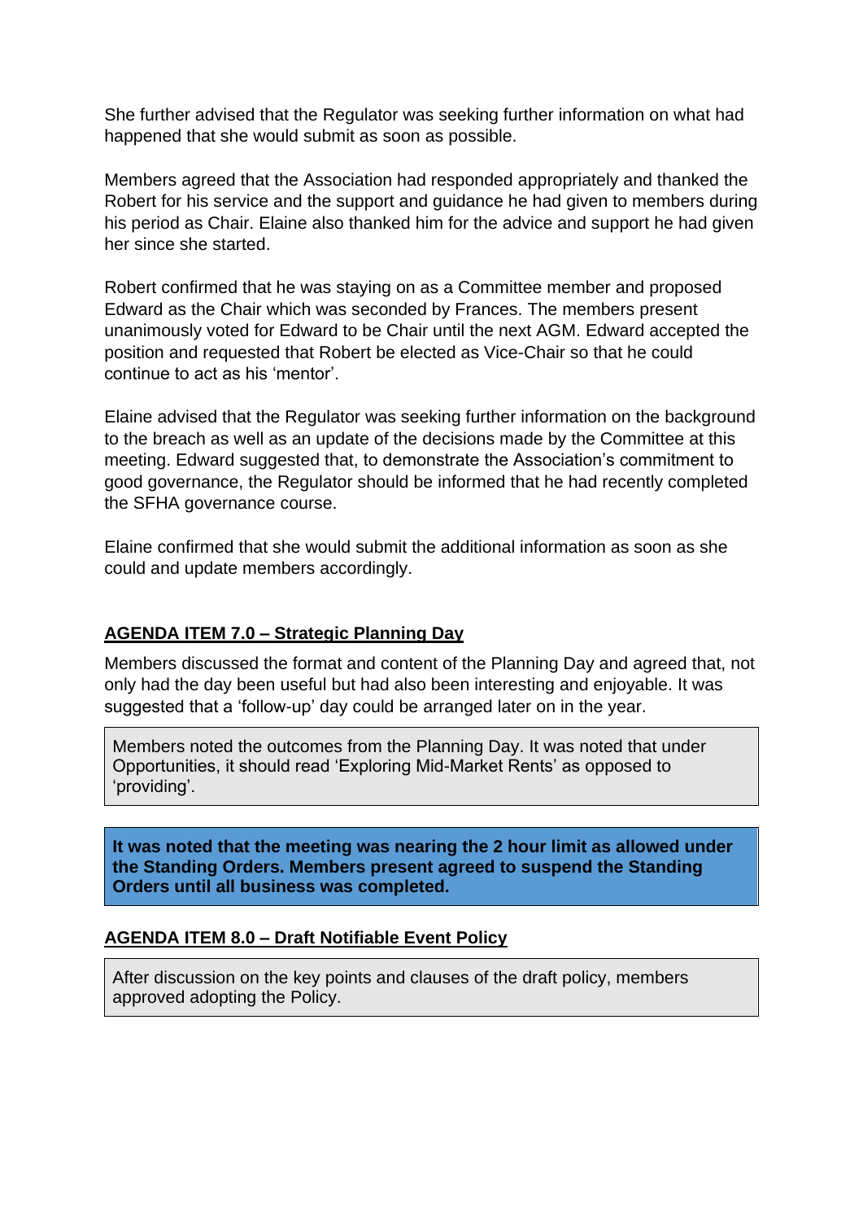She further advised that the Regulator was seeking further information on what had happened that she would submit as soon as possible.

Members agreed that the Association had responded appropriately and thanked the Robert for his service and the support and guidance he had given to members during his period as Chair. Elaine also thanked him for the advice and support he had given her since she started.

Robert confirmed that he was staying on as a Committee member and proposed Edward as the Chair which was seconded by Frances. The members present unanimously voted for Edward to be Chair until the next AGM. Edward accepted the position and requested that Robert be elected as Vice-Chair so that he could continue to act as his 'mentor'.

Elaine advised that the Regulator was seeking further information on the background to the breach as well as an update of the decisions made by the Committee at this meeting. Edward suggested that, to demonstrate the Association's commitment to good governance, the Regulator should be informed that he had recently completed the SFHA governance course.

Elaine confirmed that she would submit the additional information as soon as she could and update members accordingly.

## AGENDA ITEM 7.0 – Strategic Planning Day

Members discussed the format and content of the Planning Day and agreed that, not only had the day been useful but had also been interesting and enjoyable. It was suggested that a 'follow-up' day could be arranged later on in the year.

Members noted the outcomes from the Planning Day. It was noted that under Opportunities, it should read 'Exploring Mid-Market Rents' as opposed to 'providing'.

**It was noted that the meeting was nearing the 2 hour limit as allowed under the Standing Orders. Members present agreed to suspend the Standing Orders until all business was completed.**

## AGENDA ITEM 8.0 – Draft Notifiable Event Policy

After discussion on the key points and clauses of the draft policy, members approved adopting the Policy.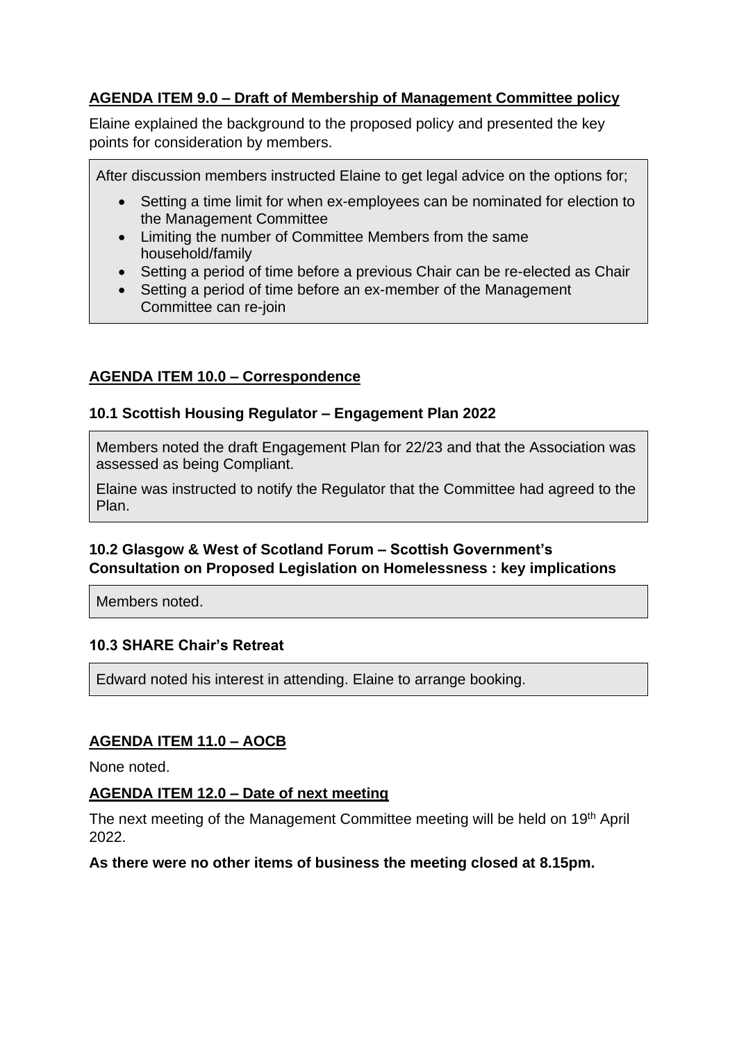**AGENDA ITEM 9.0 – Draft of Membership of Management Committee policy**

Elaine explained the background to the proposed policy and presented the key points for consideration by members.

After discussion members instructed Elaine to get legal advice on the options for;

- Setting a time limit for when ex-employees can be nominated for election to the Management Committee
- Limiting the number of Committee Members from the same household/family
- Setting a period of time before a previous Chair can be re-elected as Chair
- Setting a period of time before an ex-member of the Management Committee can re-join

**AGENDA ITEM 10.0 – Correspondence**

**10.1 Scottish Housing Regulator – Engagement Plan 2022**

Members noted the draft Engagement Plan for 22/23 and that the Association was assessed as being Compliant.

Elaine was instructed to notify the Regulator that the Committee had agreed to the Plan.

**10.2 Glasgow & West of Scotland Forum – Scottish Government's Consultation on Proposed Legislation on Homelessness : key implications**

Members noted.

**10.3 SHARE Chair's Retreat**

Edward noted his interest in attending. Elaine to arrange booking.

**AGENDA ITEM 11.0 – AOCB**

None noted.

**AGENDA ITEM 12.0 – Date of next meeting**

The next meeting of the Management Committee meeting will be held on 19th April 2022.

**As there were no other items of business the meeting closed at 8.15pm.**